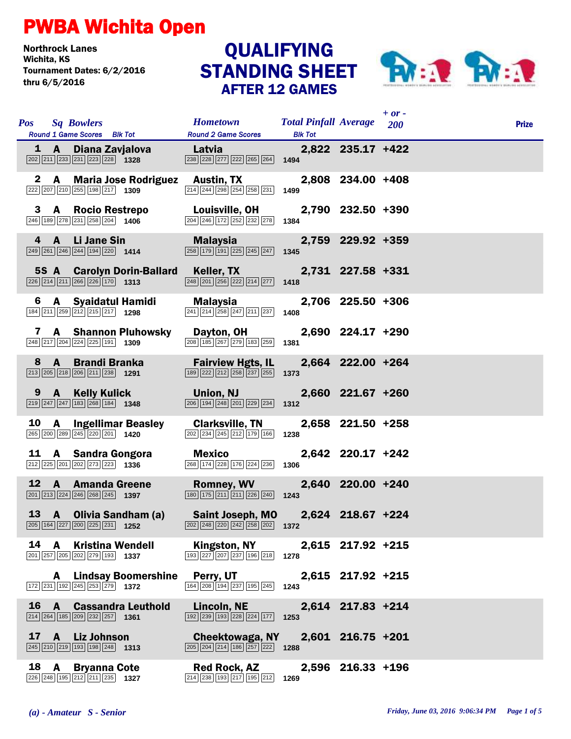# PWBA Wichita Open

**Northrock Lanes**
**Wichita, KS**
**Tournament Dates: 6/2/2016 thru 6/5/2016**

## QUALIFYING STANDING SHEET
### AFTER 12 GAMES

| Pos | Sq | Bowlers | Round 1 Game Scores | Blk Tot | Hometown | Round 2 Game Scores | Blk Tot | Total Pinfall | Average | + or - 200 | Prize |
|---|---|---|---|---|---|---|---|---|---|---|---|
| 1 | A | Diana Zavjalova | 202 211 233 231 223 228 | 1328 | Latvia | 238 228 277 222 265 264 | 1494 | 2,822 | 235.17 | +422 | |
| 2 | A | Maria Jose Rodriguez | 222 207 210 255 198 217 | 1309 | Austin, TX | 214 244 298 254 258 231 | 1499 | 2,808 | 234.00 | +408 | |
| 3 | A | Rocio Restrepo | 246 189 278 231 258 204 | 1406 | Louisville, OH | 204 246 172 252 232 278 | 1384 | 2,790 | 232.50 | +390 | |
| 4 | A | Li Jane Sin | 249 261 246 244 194 220 | 1414 | Malaysia | 258 179 191 225 245 247 | 1345 | 2,759 | 229.92 | +359 | |
| 5S | A | Carolyn Dorin-Ballard | 226 214 211 266 226 170 | 1313 | Keller, TX | 248 201 256 222 214 277 | 1418 | 2,731 | 227.58 | +331 | |
| 6 | A | Syaidatul Hamidi | 184 211 259 212 215 217 | 1298 | Malaysia | 241 214 258 247 211 237 | 1408 | 2,706 | 225.50 | +306 | |
| 7 | A | Shannon Pluhowsky | 248 217 204 224 225 191 | 1309 | Dayton, OH | 208 185 267 279 183 259 | 1381 | 2,690 | 224.17 | +290 | |
| 8 | A | Brandi Branka | 213 205 218 206 211 238 | 1291 | Fairview Hgts, IL | 189 222 212 258 237 255 | 1373 | 2,664 | 222.00 | +264 | |
| 9 | A | Kelly Kulick | 219 247 247 183 268 184 | 1348 | Union, NJ | 206 194 248 201 229 234 | 1312 | 2,660 | 221.67 | +260 | |
| 10 | A | Ingellimar Beasley | 265 200 289 245 220 201 | 1420 | Clarksville, TN | 202 234 245 212 179 166 | 1238 | 2,658 | 221.50 | +258 | |
| 11 | A | Sandra Gongora | 212 225 201 202 273 223 | 1336 | Mexico | 268 174 228 176 224 236 | 1306 | 2,642 | 220.17 | +242 | |
| 12 | A | Amanda Greene | 201 213 224 246 268 245 | 1397 | Romney, WV | 180 175 211 211 226 240 | 1243 | 2,640 | 220.00 | +240 | |
| 13 | A | Olivia Sandham (a) | 205 164 227 200 225 231 | 1252 | Saint Joseph, MO | 202 248 220 242 258 202 | 1372 | 2,624 | 218.67 | +224 | |
| 14 | A | Kristina Wendell | 201 257 205 202 279 193 | 1337 | Kingston, NY | 193 227 207 237 196 218 | 1278 | 2,615 | 217.92 | +215 | |
| | A | Lindsay Boomershine | 172 231 192 245 253 279 | 1372 | Perry, UT | 164 208 194 237 195 245 | 1243 | 2,615 | 217.92 | +215 | |
| 16 | A | Cassandra Leuthold | 214 264 185 209 232 257 | 1361 | Lincoln, NE | 192 239 193 228 224 177 | 1253 | 2,614 | 217.83 | +214 | |
| 17 | A | Liz Johnson | 245 210 219 193 198 248 | 1313 | Cheektowaga, NY | 205 204 214 186 257 222 | 1288 | 2,601 | 216.75 | +201 | |
| 18 | A | Bryanna Cote | 226 248 195 212 211 235 | 1327 | Red Rock, AZ | 214 238 193 217 195 212 | 1269 | 2,596 | 216.33 | +196 | |

*(a) - Amateur S - Senior*

*Friday, June 03, 2016 9:06:34 PM*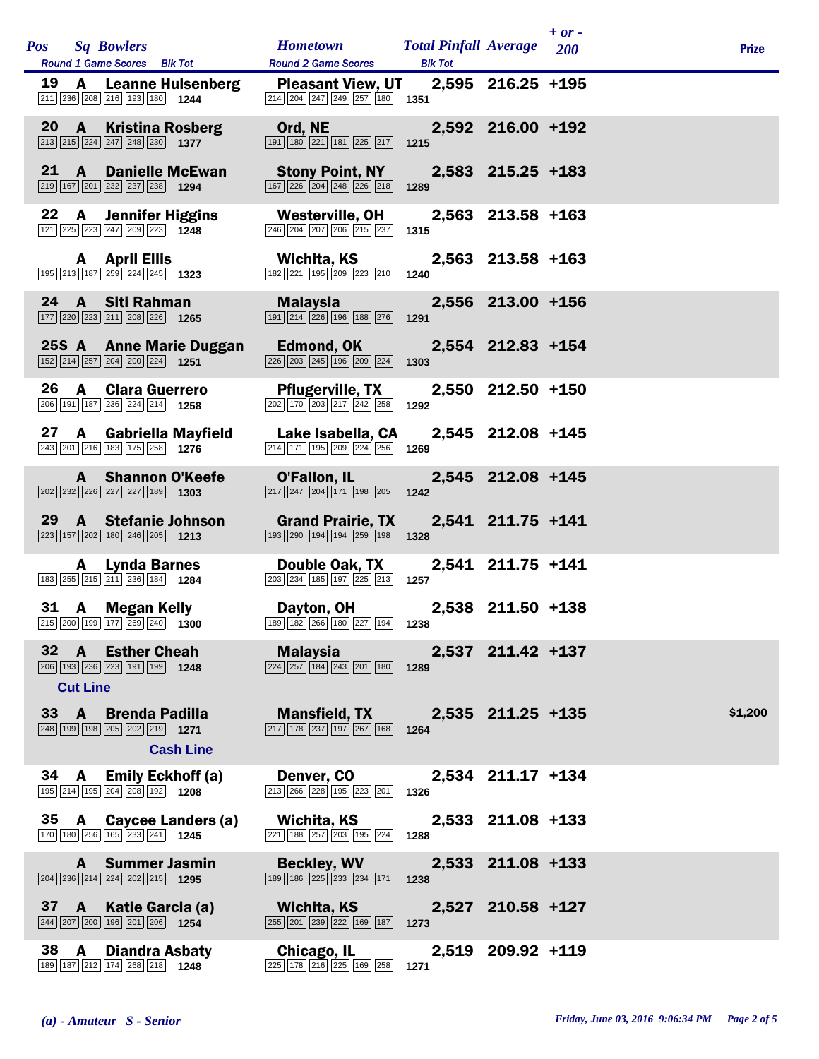| Pos | Sq | Bowlers | Round 1 Game Scores | Blk Tot | Hometown | Round 2 Game Scores | Blk Tot | Total Pinfall | Average | + or - 200 | Prize |
|---|---|---|---|---|---|---|---|---|---|---|---|
| 19 | A | Leanne Hulsenberg | 211 236 208 216 193 180 | 1244 | Pleasant View, UT | 214 204 247 249 257 180 | 1351 | 2,595 | 216.25 | +195 | |
| 20 | A | Kristina Rosberg | 213 215 224 247 248 230 | 1377 | Ord, NE | 191 180 221 181 225 217 | 1215 | 2,592 | 216.00 | +192 | |
| 21 | A | Danielle McEwan | 219 167 201 232 237 238 | 1294 | Stony Point, NY | 167 226 204 248 226 218 | 1289 | 2,583 | 215.25 | +183 | |
| 22 | A | Jennifer Higgins | 121 225 223 247 209 223 | 1248 | Westerville, OH | 246 204 207 206 215 237 | 1315 | 2,563 | 213.58 | +163 | |
| | A | April Ellis | 195 213 187 259 224 245 | 1323 | Wichita, KS | 182 221 195 209 223 210 | 1240 | 2,563 | 213.58 | +163 | |
| 24 | A | Siti Rahman | 177 220 223 211 208 226 | 1265 | Malaysia | 191 214 226 196 188 276 | 1291 | 2,556 | 213.00 | +156 | |
| 25S | A | Anne Marie Duggan | 152 214 257 204 200 224 | 1251 | Edmond, OK | 226 203 245 196 209 224 | 1303 | 2,554 | 212.83 | +154 | |
| 26 | A | Clara Guerrero | 206 191 187 236 224 214 | 1258 | Pflugerville, TX | 202 170 203 217 242 258 | 1292 | 2,550 | 212.50 | +150 | |
| 27 | A | Gabriella Mayfield | 243 201 216 183 175 258 | 1276 | Lake Isabella, CA | 214 171 195 209 224 256 | 1269 | 2,545 | 212.08 | +145 | |
| | A | Shannon O'Keefe | 202 232 226 227 227 189 | 1303 | O'Fallon, IL | 217 247 204 171 198 205 | 1242 | 2,545 | 212.08 | +145 | |
| 29 | A | Stefanie Johnson | 223 157 202 180 246 205 | 1213 | Grand Prairie, TX | 193 290 194 194 259 198 | 1328 | 2,541 | 211.75 | +141 | |
| | A | Lynda Barnes | 183 255 215 211 236 184 | 1284 | Double Oak, TX | 203 234 185 197 225 213 | 1257 | 2,541 | 211.75 | +141 | |
| 31 | A | Megan Kelly | 215 200 199 177 269 240 | 1300 | Dayton, OH | 189 182 266 180 227 194 | 1238 | 2,538 | 211.50 | +138 | |
| 32 | A | Esther Cheah | 206 193 236 223 191 199 | 1248 | Malaysia | 224 257 184 243 201 180 | 1289 | 2,537 | 211.42 | +137 | |
| **Cut Line** | | | | | | | | | | | |
| 33 | A | Brenda Padilla | 248 199 198 205 202 219 | 1271 | Mansfield, TX | 217 178 237 197 267 168 | 1264 | 2,535 | 211.25 | +135 | $1,200 |
| **Cash Line** | | | | | | | | | | | |
| 34 | A | Emily Eckhoff (a) | 195 214 195 204 208 192 | 1208 | Denver, CO | 213 266 228 195 223 201 | 1326 | 2,534 | 211.17 | +134 | |
| 35 | A | Caycee Landers (a) | 170 180 256 165 233 241 | 1245 | Wichita, KS | 221 188 257 203 195 224 | 1288 | 2,533 | 211.08 | +133 | |
| | A | Summer Jasmin | 204 236 214 224 202 215 | 1295 | Beckley, WV | 189 186 225 233 234 171 | 1238 | 2,533 | 211.08 | +133 | |
| 37 | A | Katie Garcia (a) | 244 207 200 196 201 206 | 1254 | Wichita, KS | 255 201 239 222 169 187 | 1273 | 2,527 | 210.58 | +127 | |
| 38 | A | Diandra Asbaty | 189 187 212 174 268 218 | 1248 | Chicago, IL | 225 178 216 225 169 258 | 1271 | 2,519 | 209.92 | +119 | |

*(a) - Amateur S - Senior*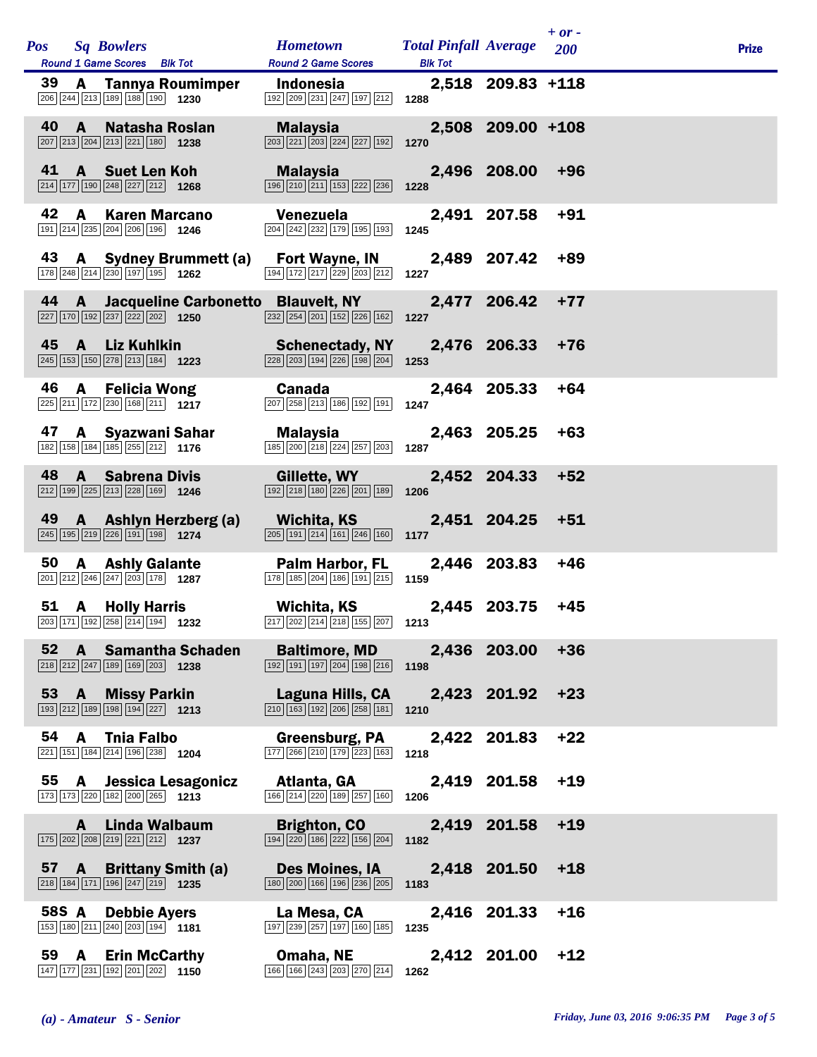| Pos | Sq | Bowlers | Round 1 Game Scores | Blk Tot | Hometown | Round 2 Game Scores | Blk Tot | Total Pinfall | Average | + or - 200 | Prize |
|---|---|---|---|---|---|---|---|---|---|---|---|
| 39 | A | Tannya Roumimper | 206 244 213 189 188 190 | 1230 | Indonesia | 192 209 231 247 197 212 | 1288 | 2,518 | 209.83 | +118 | |
| 40 | A | Natasha Roslan | 207 213 204 213 221 180 | 1238 | Malaysia | 203 221 203 224 227 192 | 1270 | 2,508 | 209.00 | +108 | |
| 41 | A | Suet Len Koh | 214 177 190 248 227 212 | 1268 | Malaysia | 196 210 211 153 222 236 | 1228 | 2,496 | 208.00 | +96 | |
| 42 | A | Karen Marcano | 191 214 235 204 206 196 | 1246 | Venezuela | 204 242 232 179 195 193 | 1245 | 2,491 | 207.58 | +91 | |
| 43 | A | Sydney Brummett (a) | 178 248 214 230 197 195 | 1262 | Fort Wayne, IN | 194 172 217 229 203 212 | 1227 | 2,489 | 207.42 | +89 | |
| 44 | A | Jacqueline Carbonetto | 227 170 192 237 222 202 | 1250 | Blauvelt, NY | 232 254 201 152 226 162 | 1227 | 2,477 | 206.42 | +77 | |
| 45 | A | Liz Kuhlkin | 245 153 150 278 213 184 | 1223 | Schenectady, NY | 228 203 194 226 198 204 | 1253 | 2,476 | 206.33 | +76 | |
| 46 | A | Felicia Wong | 225 211 172 230 168 211 | 1217 | Canada | 207 258 213 186 192 191 | 1247 | 2,464 | 205.33 | +64 | |
| 47 | A | Syazwani Sahar | 182 158 184 185 255 212 | 1176 | Malaysia | 185 200 218 224 257 203 | 1287 | 2,463 | 205.25 | +63 | |
| 48 | A | Sabrena Divis | 212 199 225 213 228 169 | 1246 | Gillette, WY | 192 218 180 226 201 189 | 1206 | 2,452 | 204.33 | +52 | |
| 49 | A | Ashlyn Herzberg (a) | 245 195 219 226 191 198 | 1274 | Wichita, KS | 205 191 214 161 246 160 | 1177 | 2,451 | 204.25 | +51 | |
| 50 | A | Ashly Galante | 201 212 246 247 203 178 | 1287 | Palm Harbor, FL | 178 185 204 186 191 215 | 1159 | 2,446 | 203.83 | +46 | |
| 51 | A | Holly Harris | 203 171 192 258 214 194 | 1232 | Wichita, KS | 217 202 214 218 155 207 | 1213 | 2,445 | 203.75 | +45 | |
| 52 | A | Samantha Schaden | 218 212 247 189 169 203 | 1238 | Baltimore, MD | 192 191 197 204 198 216 | 1198 | 2,436 | 203.00 | +36 | |
| 53 | A | Missy Parkin | 193 212 189 198 194 227 | 1213 | Laguna Hills, CA | 210 163 192 206 258 181 | 1210 | 2,423 | 201.92 | +23 | |
| 54 | A | Tnia Falbo | 221 151 184 214 196 238 | 1204 | Greensburg, PA | 177 266 210 179 223 163 | 1218 | 2,422 | 201.83 | +22 | |
| 55 | A | Jessica Lesagonicz | 173 173 220 182 200 265 | 1213 | Atlanta, GA | 166 214 220 189 257 160 | 1206 | 2,419 | 201.58 | +19 | |
| | A | Linda Walbaum | 175 202 208 219 221 212 | 1237 | Brighton, CO | 194 220 186 222 156 204 | 1182 | 2,419 | 201.58 | +19 | |
| 57 | A | Brittany Smith (a) | 218 184 171 196 247 219 | 1235 | Des Moines, IA | 180 200 166 196 236 205 | 1183 | 2,418 | 201.50 | +18 | |
| 58S | A | Debbie Ayers | 153 180 211 240 203 194 | 1181 | La Mesa, CA | 197 239 257 197 160 185 | 1235 | 2,416 | 201.33 | +16 | |
| 59 | A | Erin McCarthy | 147 177 231 192 201 202 | 1150 | Omaha, NE | 166 166 243 203 270 214 | 1262 | 2,412 | 201.00 | +12 | |

*(a) - Amateur S - Senior*

*Friday, June 03, 2016 9:06:35 PM*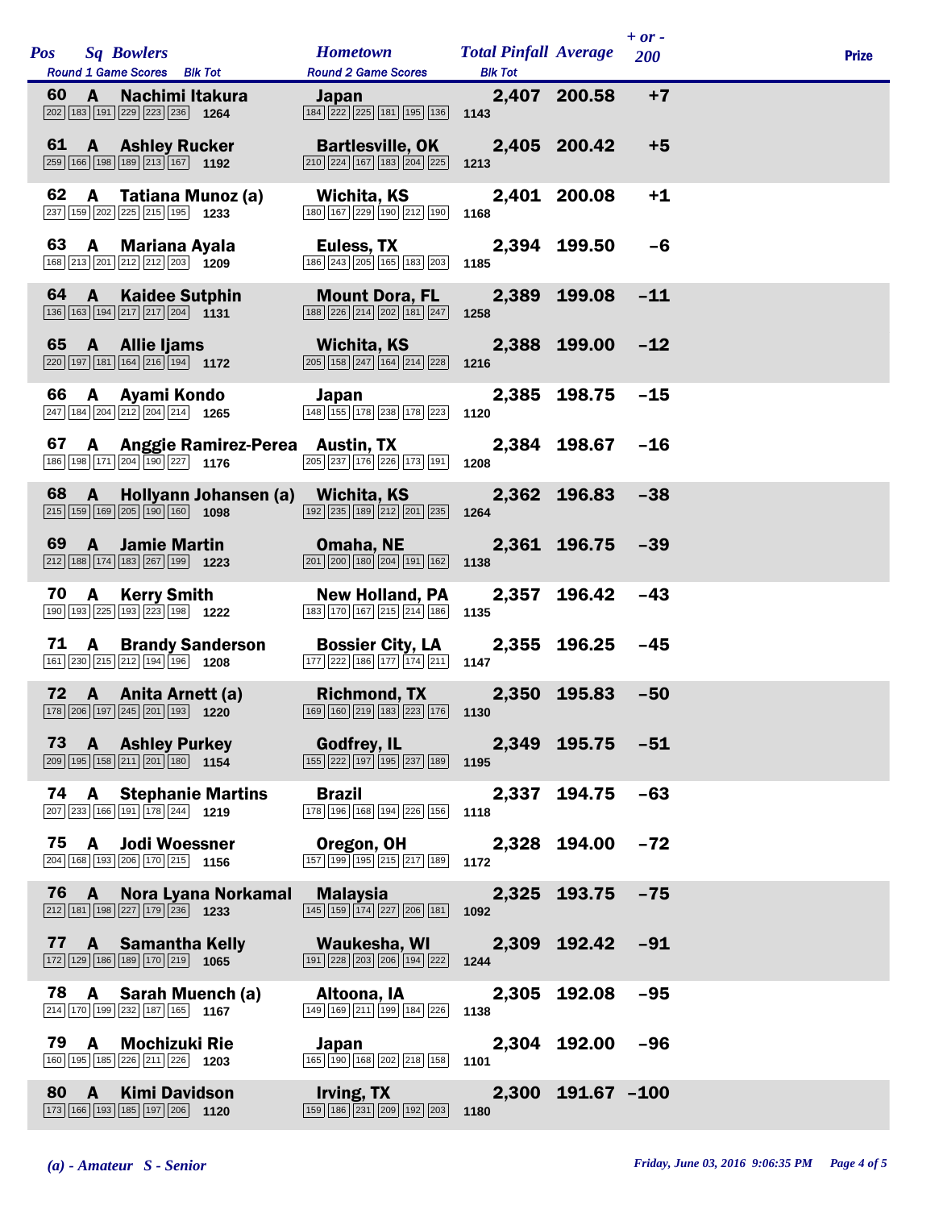| Pos | Sq | Bowlers | Round 1 Game Scores | Blk Tot | Hometown | Round 2 Game Scores | Blk Tot | Total Pinfall | Average | + or - 200 | Prize |
|---|---|---|---|---|---|---|---|---|---|---|---|
| 60 | A | Nachimi Itakura | 202 183 191 229 223 236 | 1264 | Japan | 184 222 225 181 195 136 | 1143 | 2,407 | 200.58 | +7 | |
| 61 | A | Ashley Rucker | 259 166 198 189 213 167 | 1192 | Bartlesville, OK | 210 224 167 183 204 225 | 1213 | 2,405 | 200.42 | +5 | |
| 62 | A | Tatiana Munoz (a) | 237 159 202 225 215 195 | 1233 | Wichita, KS | 180 167 229 190 212 190 | 1168 | 2,401 | 200.08 | +1 | |
| 63 | A | Mariana Ayala | 168 213 201 212 212 203 | 1209 | Euless, TX | 186 243 205 165 183 203 | 1185 | 2,394 | 199.50 | -6 | |
| 64 | A | Kaidee Sutphin | 136 163 194 217 217 204 | 1131 | Mount Dora, FL | 188 226 214 202 181 247 | 1258 | 2,389 | 199.08 | -11 | |
| 65 | A | Allie Ijams | 220 197 181 164 216 194 | 1172 | Wichita, KS | 205 158 247 164 214 228 | 1216 | 2,388 | 199.00 | -12 | |
| 66 | A | Ayami Kondo | 247 184 204 212 204 214 | 1265 | Japan | 148 155 178 238 178 223 | 1120 | 2,385 | 198.75 | -15 | |
| 67 | A | Anggie Ramirez-Perea | 186 198 171 204 190 227 | 1176 | Austin, TX | 205 237 176 226 173 191 | 1208 | 2,384 | 198.67 | -16 | |
| 68 | A | Hollyann Johansen (a) | 215 159 169 205 190 160 | 1098 | Wichita, KS | 192 235 189 212 201 235 | 1264 | 2,362 | 196.83 | -38 | |
| 69 | A | Jamie Martin | 212 188 174 183 267 199 | 1223 | Omaha, NE | 201 200 180 204 191 162 | 1138 | 2,361 | 196.75 | -39 | |
| 70 | A | Kerry Smith | 190 193 225 193 223 198 | 1222 | New Holland, PA | 183 170 167 215 214 186 | 1135 | 2,357 | 196.42 | -43 | |
| 71 | A | Brandy Sanderson | 161 230 215 212 194 196 | 1208 | Bossier City, LA | 177 222 186 177 174 211 | 1147 | 2,355 | 196.25 | -45 | |
| 72 | A | Anita Arnett (a) | 178 206 197 245 201 193 | 1220 | Richmond, TX | 169 160 219 183 223 176 | 1130 | 2,350 | 195.83 | -50 | |
| 73 | A | Ashley Purkey | 209 195 158 211 201 180 | 1154 | Godfrey, IL | 155 222 197 195 237 189 | 1195 | 2,349 | 195.75 | -51 | |
| 74 | A | Stephanie Martins | 207 233 166 191 178 244 | 1219 | Brazil | 178 196 168 194 226 156 | 1118 | 2,337 | 194.75 | -63 | |
| 75 | A | Jodi Woessner | 204 168 193 206 170 215 | 1156 | Oregon, OH | 157 199 195 215 217 189 | 1172 | 2,328 | 194.00 | -72 | |
| 76 | A | Nora Lyana Norkamal | 212 181 198 227 179 236 | 1233 | Malaysia | 145 159 174 227 206 181 | 1092 | 2,325 | 193.75 | -75 | |
| 77 | A | Samantha Kelly | 172 129 186 189 170 219 | 1065 | Waukesha, WI | 191 228 203 206 194 222 | 1244 | 2,309 | 192.42 | -91 | |
| 78 | A | Sarah Muench (a) | 214 170 199 232 187 165 | 1167 | Altoona, IA | 149 169 211 199 184 226 | 1138 | 2,305 | 192.08 | -95 | |
| 79 | A | Mochizuki Rie | 160 195 185 226 211 226 | 1203 | Japan | 165 190 168 202 218 158 | 1101 | 2,304 | 192.00 | -96 | |
| 80 | A | Kimi Davidson | 173 166 193 185 197 206 | 1120 | Irving, TX | 159 186 231 209 192 203 | 1180 | 2,300 | 191.67 | -100 | |

*(a) - Amateur S - Senior*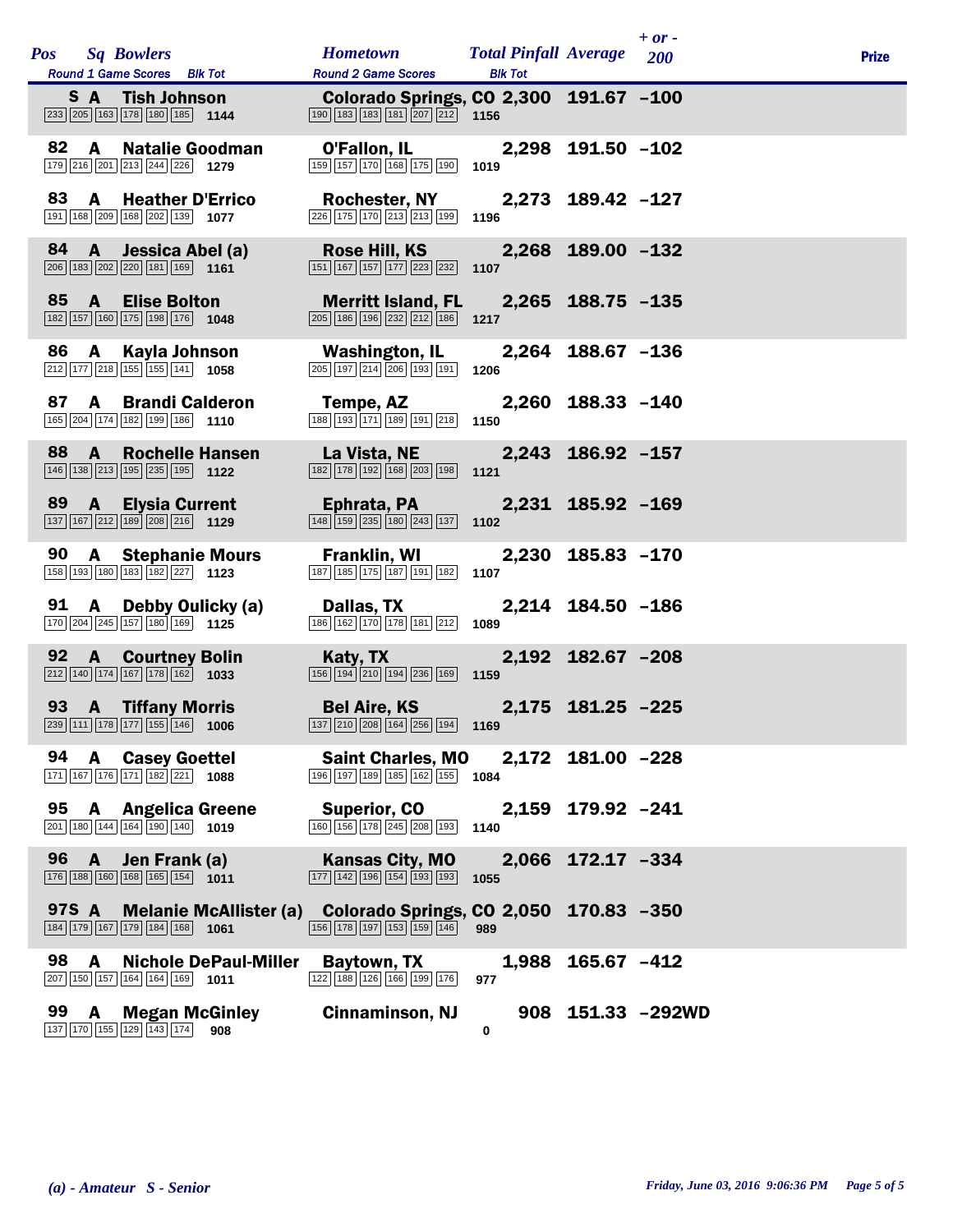| Pos | Sq | Bowlers | Hometown | Total Pinfall | Average | + or - 200 | Prize |
|---|---|---|---|---|---|---|---|
| | | Round 1 Game Scores / Blk Tot | Round 2 Game Scores / Blk Tot | | | | |
| S | A | Tish Johnson | Colorado Springs, CO | 2,300 | 191.67 | -100 | |
| | | 233 205 163 178 180 185 1144 | 190 183 183 181 207 212 1156 | | | | |
| 82 | A | Natalie Goodman | O'Fallon, IL | 2,298 | 191.50 | -102 | |
| | | 179 216 201 213 244 226 1279 | 159 157 170 168 175 190 1019 | | | | |
| 83 | A | Heather D'Errico | Rochester, NY | 2,273 | 189.42 | -127 | |
| | | 191 168 209 168 202 139 1077 | 226 175 170 213 213 199 1196 | | | | |
| 84 | A | Jessica Abel (a) | Rose Hill, KS | 2,268 | 189.00 | -132 | |
| | | 206 183 202 220 181 169 1161 | 151 167 157 177 223 232 1107 | | | | |
| 85 | A | Elise Bolton | Merritt Island, FL | 2,265 | 188.75 | -135 | |
| | | 182 157 160 175 198 176 1048 | 205 186 196 232 212 186 1217 | | | | |
| 86 | A | Kayla Johnson | Washington, IL | 2,264 | 188.67 | -136 | |
| | | 212 177 218 155 155 141 1058 | 205 197 214 206 193 191 1206 | | | | |
| 87 | A | Brandi Calderon | Tempe, AZ | 2,260 | 188.33 | -140 | |
| | | 165 204 174 182 199 186 1110 | 188 193 171 189 191 218 1150 | | | | |
| 88 | A | Rochelle Hansen | La Vista, NE | 2,243 | 186.92 | -157 | |
| | | 146 138 213 195 235 195 1122 | 182 178 192 168 203 198 1121 | | | | |
| 89 | A | Elysia Current | Ephrata, PA | 2,231 | 185.92 | -169 | |
| | | 137 167 212 189 208 216 1129 | 148 159 235 180 243 137 1102 | | | | |
| 90 | A | Stephanie Mours | Franklin, WI | 2,230 | 185.83 | -170 | |
| | | 158 193 180 183 182 227 1123 | 187 185 175 187 191 182 1107 | | | | |
| 91 | A | Debby Oulicky (a) | Dallas, TX | 2,214 | 184.50 | -186 | |
| | | 170 204 245 157 180 169 1125 | 186 162 170 178 181 212 1089 | | | | |
| 92 | A | Courtney Bolin | Katy, TX | 2,192 | 182.67 | -208 | |
| | | 212 140 174 167 178 162 1033 | 156 194 210 194 236 169 1159 | | | | |
| 93 | A | Tiffany Morris | Bel Aire, KS | 2,175 | 181.25 | -225 | |
| | | 239 111 178 177 155 146 1006 | 137 210 208 164 256 194 1169 | | | | |
| 94 | A | Casey Goettel | Saint Charles, MO | 2,172 | 181.00 | -228 | |
| | | 171 167 176 171 182 221 1088 | 196 197 189 185 162 155 1084 | | | | |
| 95 | A | Angelica Greene | Superior, CO | 2,159 | 179.92 | -241 | |
| | | 201 180 144 164 190 140 1019 | 160 156 178 245 208 193 1140 | | | | |
| 96 | A | Jen Frank (a) | Kansas City, MO | 2,066 | 172.17 | -334 | |
| | | 176 188 160 168 165 154 1011 | 177 142 196 154 193 193 1055 | | | | |
| 97S | A | Melanie McAllister (a) | Colorado Springs, CO | 2,050 | 170.83 | -350 | |
| | | 184 179 167 179 184 168 1061 | 156 178 197 153 159 146 989 | | | | |
| 98 | A | Nichole DePaul-Miller | Baytown, TX | 1,988 | 165.67 | -412 | |
| | | 207 150 157 164 164 169 1011 | 122 188 126 166 199 176 977 | | | | |
| 99 | A | Megan McGinley | Cinnaminson, NJ | 908 | 151.33 | -292WD | |
| | | 137 170 155 129 143 174 908 | 0 | | | | |

*(a) - Amateur S - Senior*

*Friday, June 03, 2016 9:06:36 PM*